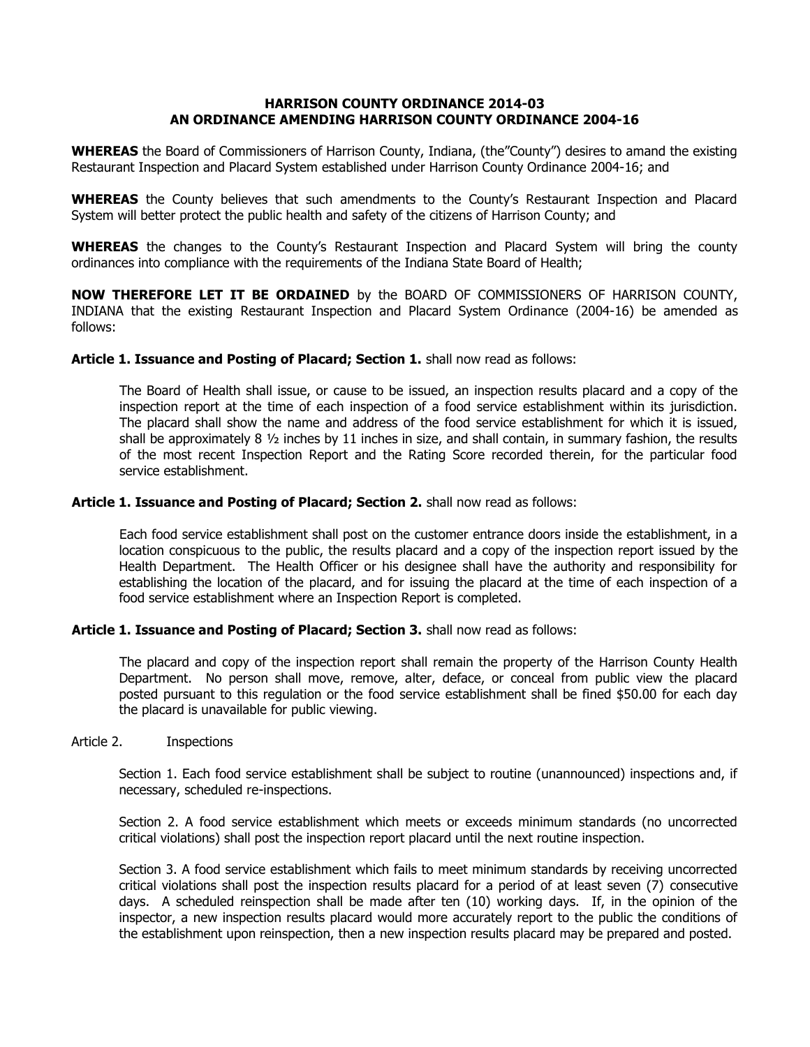# HARRISON COUNTY ORDINANCE 2014-03
# AN ORDINANCE AMENDING HARRISON COUNTY ORDINANCE 2004-16

**WHEREAS** the Board of Commissioners of Harrison County, Indiana, (the"County") desires to amand the existing Restaurant Inspection and Placard System established under Harrison County Ordinance 2004-16; and

**WHEREAS** the County believes that such amendments to the County's Restaurant Inspection and Placard System will better protect the public health and safety of the citizens of Harrison County; and

**WHEREAS** the changes to the County's Restaurant Inspection and Placard System will bring the county ordinances into compliance with the requirements of the Indiana State Board of Health;

**NOW THEREFORE LET IT BE ORDAINED** by the BOARD OF COMMISSIONERS OF HARRISON COUNTY, INDIANA that the existing Restaurant Inspection and Placard System Ordinance (2004-16) be amended as follows:

**Article 1. Issuance and Posting of Placard; Section 1.** shall now read as follows:

> The Board of Health shall issue, or cause to be issued, an inspection results placard and a copy of the inspection report at the time of each inspection of a food service establishment within its jurisdiction. The placard shall show the name and address of the food service establishment for which it is issued, shall be approximately 8 ½ inches by 11 inches in size, and shall contain, in summary fashion, the results of the most recent Inspection Report and the Rating Score recorded therein, for the particular food service establishment.

**Article 1. Issuance and Posting of Placard; Section 2.** shall now read as follows:

> Each food service establishment shall post on the customer entrance doors inside the establishment, in a location conspicuous to the public, the results placard and a copy of the inspection report issued by the Health Department. The Health Officer or his designee shall have the authority and responsibility for establishing the location of the placard, and for issuing the placard at the time of each inspection of a food service establishment where an Inspection Report is completed.

**Article 1. Issuance and Posting of Placard; Section 3.** shall now read as follows:

> The placard and copy of the inspection report shall remain the property of the Harrison County Health Department. No person shall move, remove, alter, deface, or conceal from public view the placard posted pursuant to this regulation or the food service establishment shall be fined $50.00 for each day the placard is unavailable for public viewing.

Article 2. Inspections

> Section 1. Each food service establishment shall be subject to routine (unannounced) inspections and, if necessary, scheduled re-inspections.
>
> Section 2. A food service establishment which meets or exceeds minimum standards (no uncorrected critical violations) shall post the inspection report placard until the next routine inspection.
>
> Section 3. A food service establishment which fails to meet minimum standards by receiving uncorrected critical violations shall post the inspection results placard for a period of at least seven (7) consecutive days. A scheduled reinspection shall be made after ten (10) working days. If, in the opinion of the inspector, a new inspection results placard would more accurately report to the public the conditions of the establishment upon reinspection, then a new inspection results placard may be prepared and posted.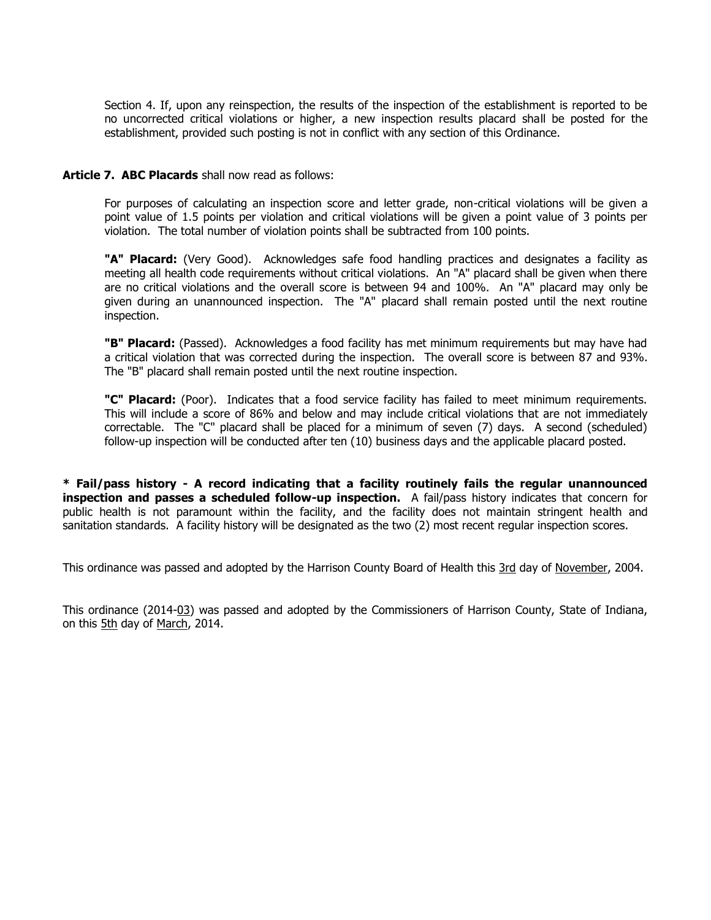Section 4. If, upon any reinspection, the results of the inspection of the establishment is reported to be no uncorrected critical violations or higher, a new inspection results placard shall be posted for the establishment, provided such posting is not in conflict with any section of this Ordinance.

**Article 7. ABC Placards** shall now read as follows:

For purposes of calculating an inspection score and letter grade, non-critical violations will be given a point value of 1.5 points per violation and critical violations will be given a point value of 3 points per violation. The total number of violation points shall be subtracted from 100 points.

**"A" Placard:** (Very Good). Acknowledges safe food handling practices and designates a facility as meeting all health code requirements without critical violations. An "A" placard shall be given when there are no critical violations and the overall score is between 94 and 100%. An "A" placard may only be given during an unannounced inspection. The "A" placard shall remain posted until the next routine inspection.

**"B" Placard:** (Passed). Acknowledges a food facility has met minimum requirements but may have had a critical violation that was corrected during the inspection. The overall score is between 87 and 93%. The "B" placard shall remain posted until the next routine inspection.

**"C" Placard:** (Poor). Indicates that a food service facility has failed to meet minimum requirements. This will include a score of 86% and below and may include critical violations that are not immediately correctable. The "C" placard shall be placed for a minimum of seven (7) days. A second (scheduled) follow-up inspection will be conducted after ten (10) business days and the applicable placard posted.

**\* Fail/pass history - A record indicating that a facility routinely fails the regular unannounced inspection and passes a scheduled follow-up inspection.** A fail/pass history indicates that concern for public health is not paramount within the facility, and the facility does not maintain stringent health and sanitation standards. A facility history will be designated as the two (2) most recent regular inspection scores.

This ordinance was passed and adopted by the Harrison County Board of Health this 3rd day of November, 2004.

This ordinance (2014-03) was passed and adopted by the Commissioners of Harrison County, State of Indiana, on this 5th day of March, 2014.